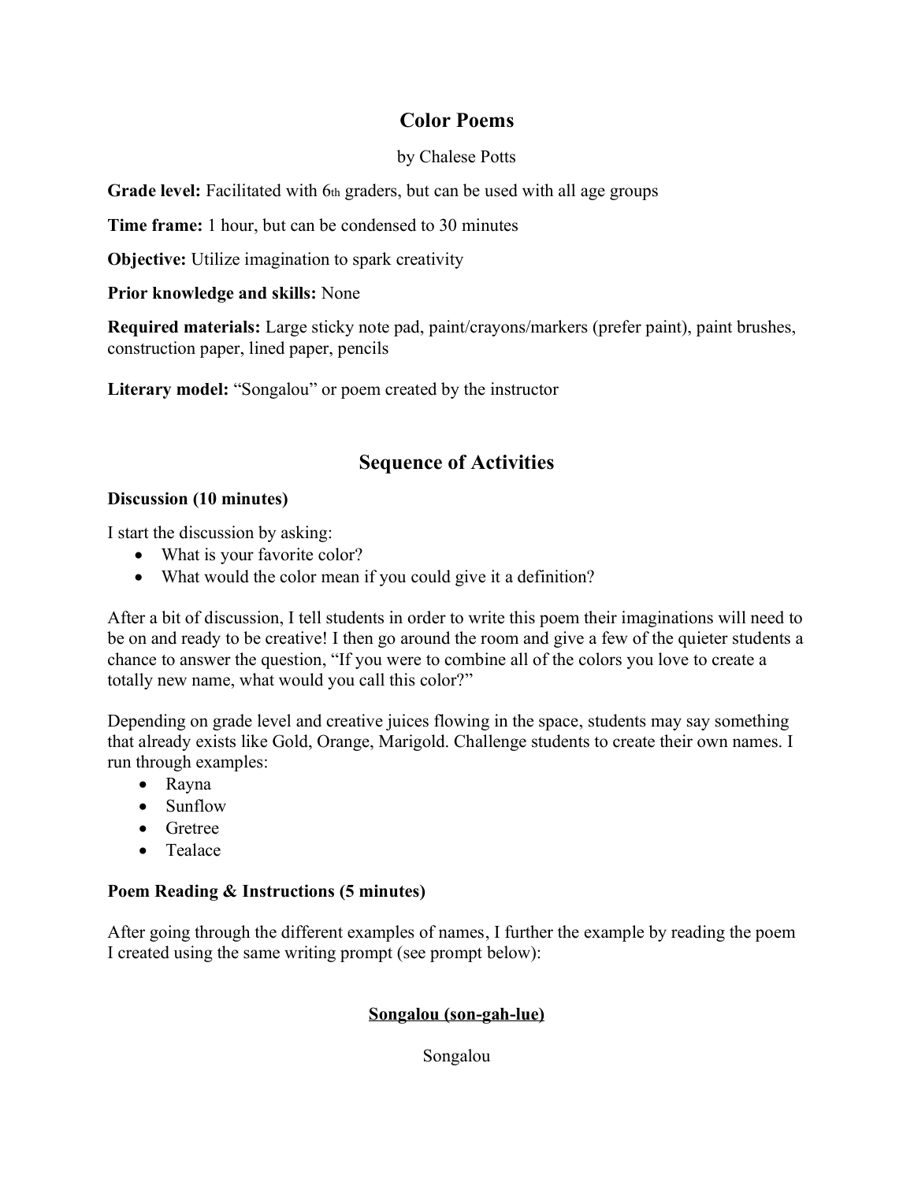# Color Poems

by Chalese Potts

**Grade level:** Facilitated with 6th graders, but can be used with all age groups

**Time frame:** 1 hour, but can be condensed to 30 minutes

**Objective:** Utilize imagination to spark creativity

**Prior knowledge and skills:** None

**Required materials:** Large sticky note pad, paint/crayons/markers (prefer paint), paint brushes, construction paper, lined paper, pencils

**Literary model:** "Songalou" or poem created by the instructor

## Sequence of Activities

### Discussion (10 minutes)

I start the discussion by asking:

- What is your favorite color?
- What would the color mean if you could give it a definition?

After a bit of discussion, I tell students in order to write this poem their imaginations will need to be on and ready to be creative! I then go around the room and give a few of the quieter students a chance to answer the question, "If you were to combine all of the colors you love to create a totally new name, what would you call this color?"

Depending on grade level and creative juices flowing in the space, students may say something that already exists like Gold, Orange, Marigold. Challenge students to create their own names. I run through examples:

- Rayna
- Sunflow
- Gretree
- Tealace

### Poem Reading & Instructions (5 minutes)

After going through the different examples of names, I further the example by reading the poem I created using the same writing prompt (see prompt below):

<u>**Songalou (son-gah-lue)**</u>

Songalou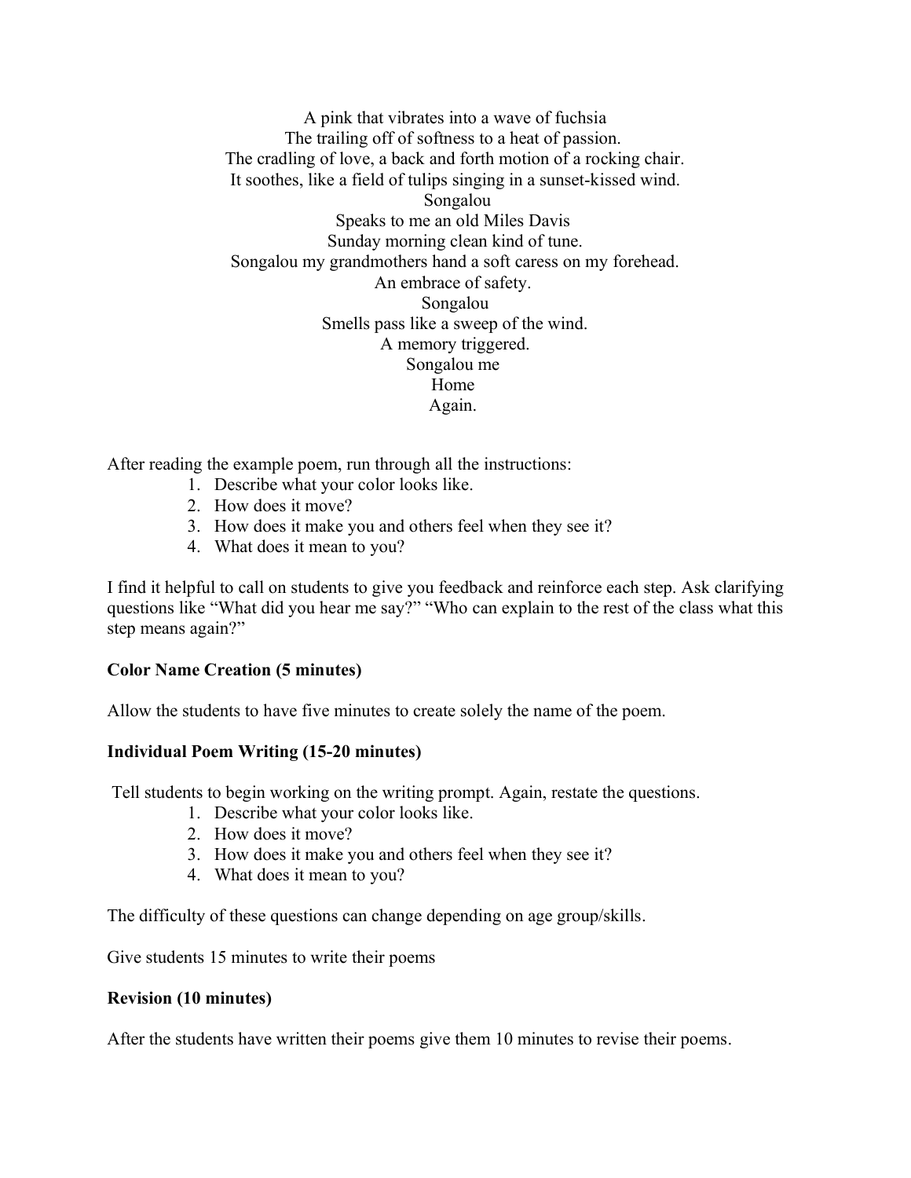A pink that vibrates into a wave of fuchsia  
The trailing off of softness to a heat of passion.  
The cradling of love, a back and forth motion of a rocking chair.  
It soothes, like a field of tulips singing in a sunset-kissed wind.  
Songalou  
Speaks to me an old Miles Davis  
Sunday morning clean kind of tune.  
Songalou my grandmothers hand a soft caress on my forehead.  
An embrace of safety.  
Songalou  
Smells pass like a sweep of the wind.  
A memory triggered.  
Songalou me  
Home  
Again.

After reading the example poem, run through all the instructions:

1. Describe what your color looks like.
2. How does it move?
3. How does it make you and others feel when they see it?
4. What does it mean to you?

I find it helpful to call on students to give you feedback and reinforce each step. Ask clarifying questions like "What did you hear me say?" "Who can explain to the rest of the class what this step means again?"

**Color Name Creation (5 minutes)**

Allow the students to have five minutes to create solely the name of the poem.

**Individual Poem Writing (15-20 minutes)**

Tell students to begin working on the writing prompt. Again, restate the questions.

1. Describe what your color looks like.
2. How does it move?
3. How does it make you and others feel when they see it?
4. What does it mean to you?

The difficulty of these questions can change depending on age group/skills.

Give students 15 minutes to write their poems

**Revision (10 minutes)**

After the students have written their poems give them 10 minutes to revise their poems.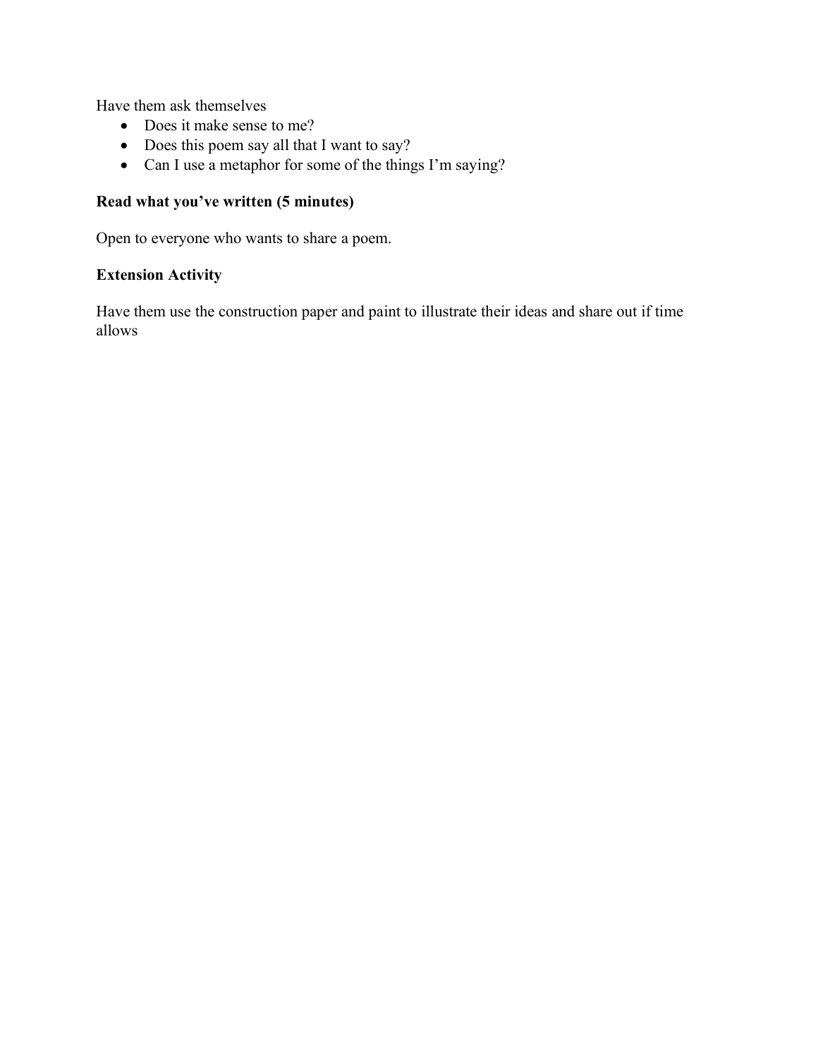Have them ask themselves

- Does it make sense to me?
- Does this poem say all that I want to say?
- Can I use a metaphor for some of the things I'm saying?

**Read what you've written (5 minutes)**

Open to everyone who wants to share a poem.

**Extension Activity**

Have them use the construction paper and paint to illustrate their ideas and share out if time allows